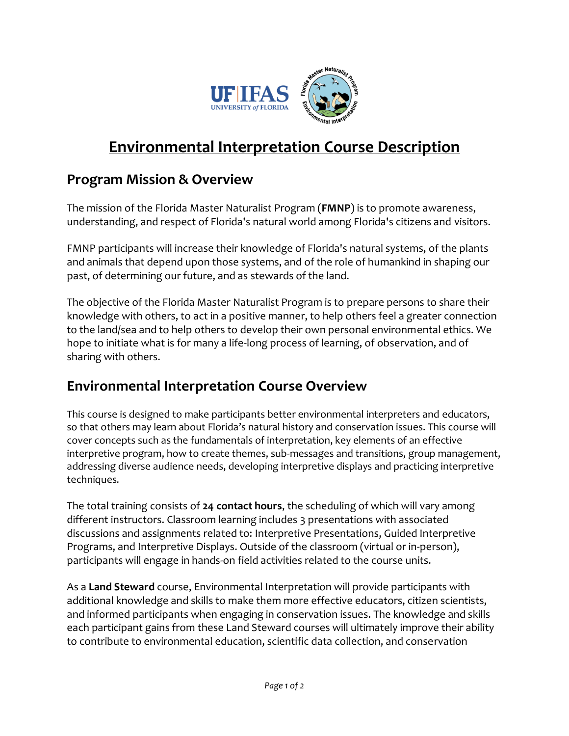# Environmental Interpretation Course Description

## Program Mission & Overview

The mission of the Florida Master Naturalist Program (**FMNP**) is to promote awareness, understanding, and respect of Florida's natural world among Florida's citizens and visitors.

FMNP participants will increase their knowledge of Florida's natural systems, of the plants and animals that depend upon those systems, and of the role of humankind in shaping our past, of determining our future, and as stewards of the land.

The objective of the Florida Master Naturalist Program is to prepare persons to share their knowledge with others, to act in a positive manner, to help others feel a greater connection to the land/sea and to help others to develop their own personal environmental ethics. We hope to initiate what is for many a life-long process of learning, of observation, and of sharing with others.

## Environmental Interpretation Course Overview

This course is designed to make participants better environmental interpreters and educators, so that others may learn about Florida's natural history and conservation issues. This course will cover concepts such as the fundamentals of interpretation, key elements of an effective interpretive program, how to create themes, sub-messages and transitions, group management, addressing diverse audience needs, developing interpretive displays and practicing interpretive techniques.

The total training consists of **24 contact hours**, the scheduling of which will vary among different instructors. Classroom learning includes 3 presentations with associated discussions and assignments related to: Interpretive Presentations, Guided Interpretive Programs, and Interpretive Displays. Outside of the classroom (virtual or in-person), participants will engage in hands-on field activities related to the course units.

As a **Land Steward** course, Environmental Interpretation will provide participants with additional knowledge and skills to make them more effective educators, citizen scientists, and informed participants when engaging in conservation issues. The knowledge and skills each participant gains from these Land Steward courses will ultimately improve their ability to contribute to environmental education, scientific data collection, and conservation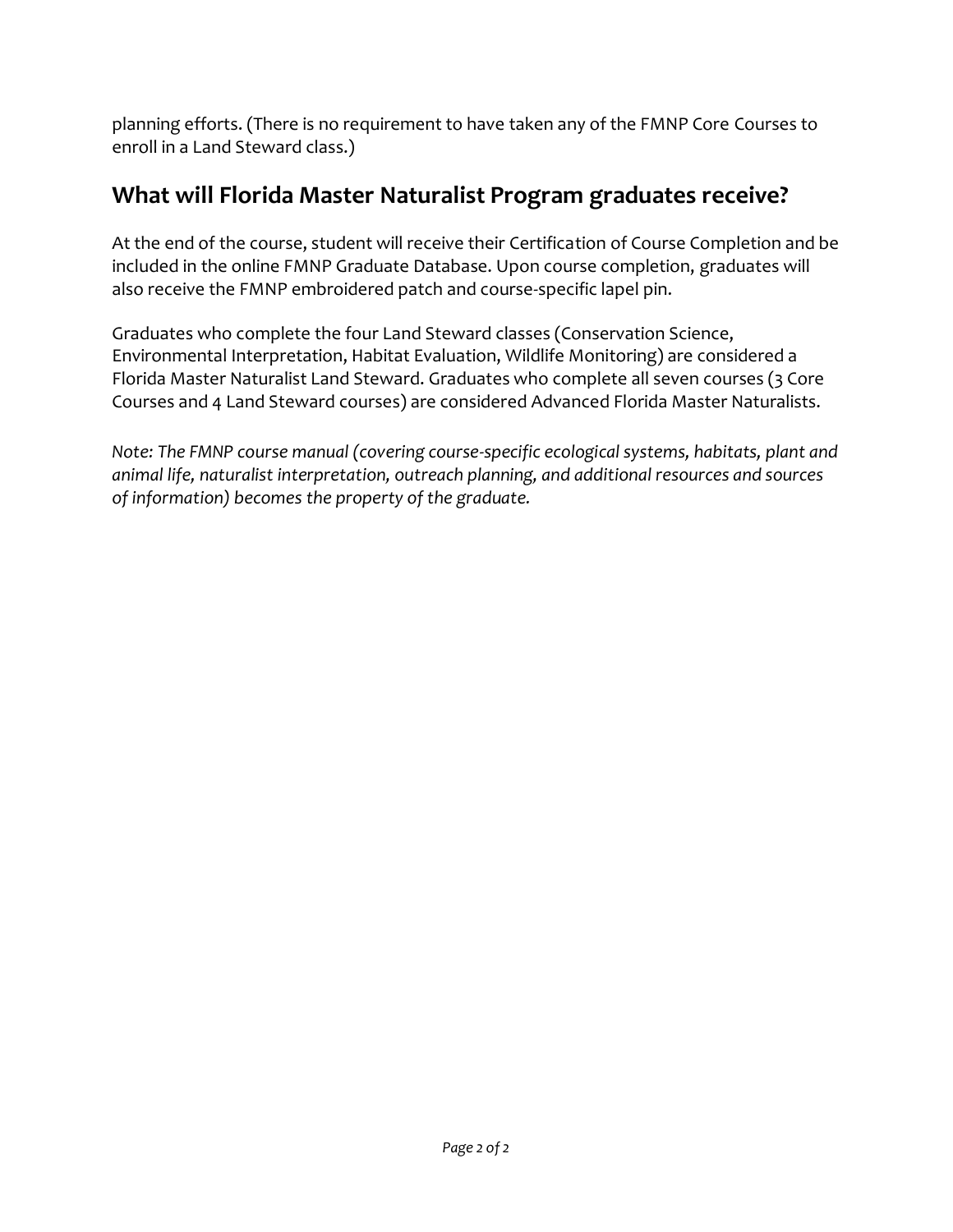planning efforts. (There is no requirement to have taken any of the FMNP Core Courses to enroll in a Land Steward class.)

## What will Florida Master Naturalist Program graduates receive?

At the end of the course, student will receive their Certification of Course Completion and be included in the online FMNP Graduate Database. Upon course completion, graduates will also receive the FMNP embroidered patch and course-specific lapel pin.

Graduates who complete the four Land Steward classes (Conservation Science, Environmental Interpretation, Habitat Evaluation, Wildlife Monitoring) are considered a Florida Master Naturalist Land Steward. Graduates who complete all seven courses (3 Core Courses and 4 Land Steward courses) are considered Advanced Florida Master Naturalists.

*Note: The FMNP course manual (covering course-specific ecological systems, habitats, plant and animal life, naturalist interpretation, outreach planning, and additional resources and sources of information) becomes the property of the graduate.*